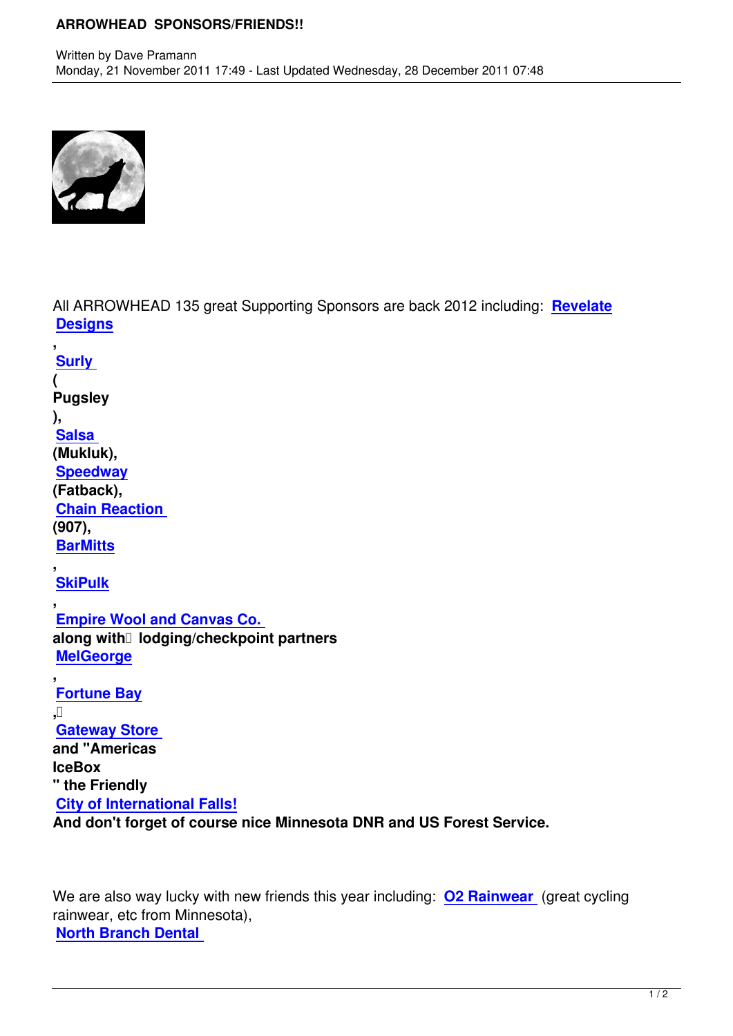# ARROWHEAD SPONSORS/FRIENDS!!

Written by Dave Pramann

Monday, 21 November 2011 17:49 - Last Updated Wednesday, 28 December 2011 07:48

All ARROWHEAD 135 great Supporting Sponsors are back 2012 including: **Revelate Designs**, **Surly** (**Pugsley**), **Salsa** **(Mukluk)**, **Speedway** **(Fatback)**, **Chain Reaction** **(907)**, **BarMitts**, **SkiPulk**, **Empire Wool and Canvas Co.** **along with lodging/checkpoint partners** **MelGeorge**, **Fortune Bay**, **Gateway Store** **and "Americas IceBox" the Friendly** **City of International Falls!** **And don't forget of course nice Minnesota DNR and US Forest Service.**

We are also way lucky with new friends this year including: **O2 Rainwear** (great cycling rainwear, etc from Minnesota), **North Branch Dental**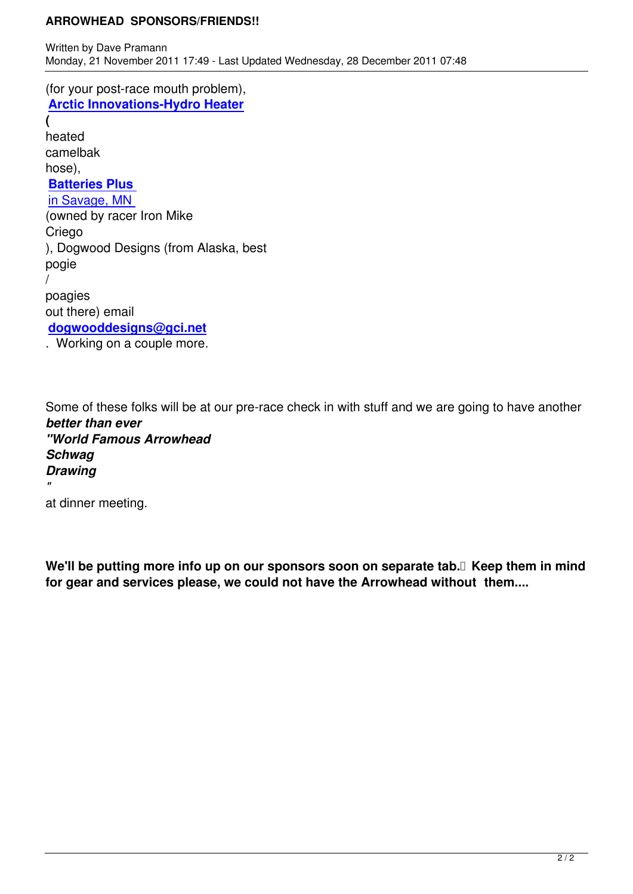(for your post-race mouth problem), **Arctic Innovations-Hydro Heater** **(** heated camelbak hose), **Batteries Plus** in Savage, MN (owned by racer Iron Mike Criego ), Dogwood Designs (from Alaska, best pogie / poagies out there) email **dogwooddesigns@gci.net** . Working on a couple more.

Some of these folks will be at our pre-race check in with stuff and we are going to have another ***better than ever "World Famous Arrowhead Schwag Drawing "*** at dinner meeting.

**We'll be putting more info up on our sponsors soon on separate tab. Keep them in mind for gear and services please, we could not have the Arrowhead without them....**